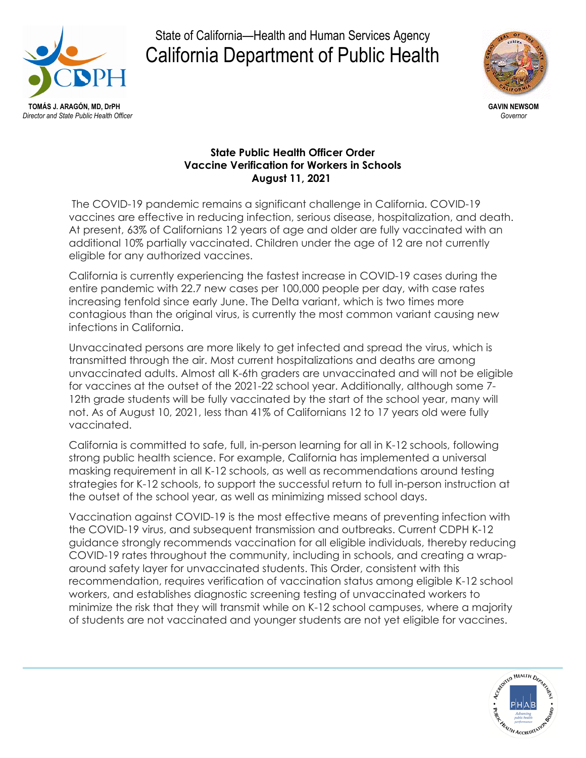State of California—Health and Human Services Agency

# California Department of Public Health

**TOMÁS J. ARAGÓN, MD, DrPH**
*Director and State Public Health Officer*

**GAVIN NEWSOM**
*Governor*

## State Public Health Officer Order
## Vaccine Verification for Workers in Schools
## August 11, 2021

The COVID-19 pandemic remains a significant challenge in California. COVID-19 vaccines are effective in reducing infection, serious disease, hospitalization, and death. At present, 63% of Californians 12 years of age and older are fully vaccinated with an additional 10% partially vaccinated. Children under the age of 12 are not currently eligible for any authorized vaccines.

California is currently experiencing the fastest increase in COVID-19 cases during the entire pandemic with 22.7 new cases per 100,000 people per day, with case rates increasing tenfold since early June. The Delta variant, which is two times more contagious than the original virus, is currently the most common variant causing new infections in California.

Unvaccinated persons are more likely to get infected and spread the virus, which is transmitted through the air. Most current hospitalizations and deaths are among unvaccinated adults. Almost all K-6th graders are unvaccinated and will not be eligible for vaccines at the outset of the 2021-22 school year. Additionally, although some 7-12th grade students will be fully vaccinated by the start of the school year, many will not. As of August 10, 2021, less than 41% of Californians 12 to 17 years old were fully vaccinated.

California is committed to safe, full, in-person learning for all in K-12 schools, following strong public health science. For example, California has implemented a universal masking requirement in all K-12 schools, as well as recommendations around testing strategies for K-12 schools, to support the successful return to full in-person instruction at the outset of the school year, as well as minimizing missed school days.

Vaccination against COVID-19 is the most effective means of preventing infection with the COVID-19 virus, and subsequent transmission and outbreaks. Current CDPH K-12 guidance strongly recommends vaccination for all eligible individuals, thereby reducing COVID-19 rates throughout the community, including in schools, and creating a wrap-around safety layer for unvaccinated students. This Order, consistent with this recommendation, requires verification of vaccination status among eligible K-12 school workers, and establishes diagnostic screening testing of unvaccinated workers to minimize the risk that they will transmit while on K-12 school campuses, where a majority of students are not vaccinated and younger students are not yet eligible for vaccines.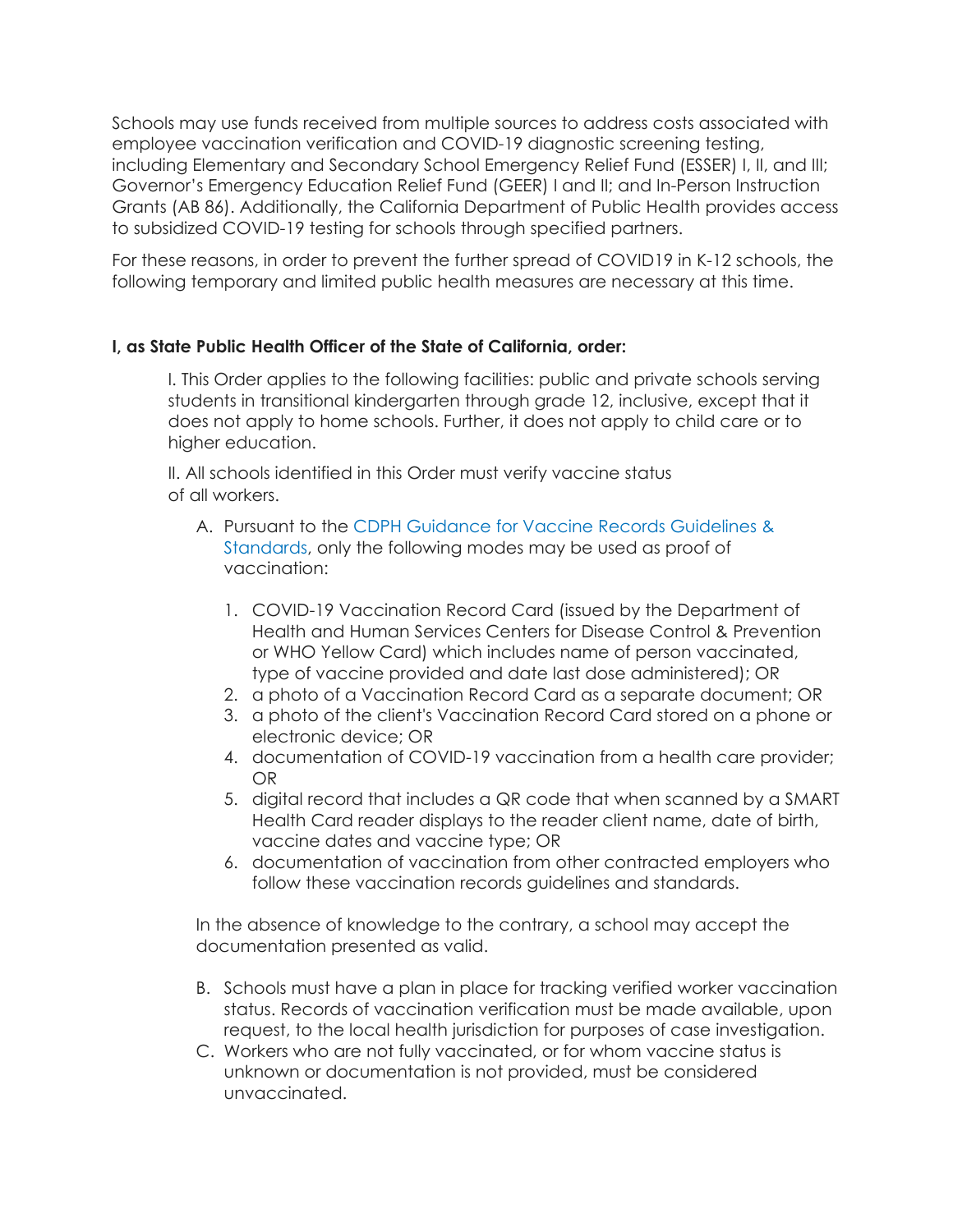Schools may use funds received from multiple sources to address costs associated with employee vaccination verification and COVID-19 diagnostic screening testing, including Elementary and Secondary School Emergency Relief Fund (ESSER) I, II, and III; Governor's Emergency Education Relief Fund (GEER) I and II; and In-Person Instruction Grants (AB 86). Additionally, the California Department of Public Health provides access to subsidized COVID-19 testing for schools through specified partners.

For these reasons, in order to prevent the further spread of COVID19 in K-12 schools, the following temporary and limited public health measures are necessary at this time.

**I, as State Public Health Officer of the State of California, order:**

I. This Order applies to the following facilities: public and private schools serving students in transitional kindergarten through grade 12, inclusive, except that it does not apply to home schools. Further, it does not apply to child care or to higher education.

II. All schools identified in this Order must verify vaccine status of all workers.

A. Pursuant to the CDPH Guidance for Vaccine Records Guidelines & Standards, only the following modes may be used as proof of vaccination:

1. COVID-19 Vaccination Record Card (issued by the Department of Health and Human Services Centers for Disease Control & Prevention or WHO Yellow Card) which includes name of person vaccinated, type of vaccine provided and date last dose administered); OR
2. a photo of a Vaccination Record Card as a separate document; OR
3. a photo of the client's Vaccination Record Card stored on a phone or electronic device; OR
4. documentation of COVID-19 vaccination from a health care provider; OR
5. digital record that includes a QR code that when scanned by a SMART Health Card reader displays to the reader client name, date of birth, vaccine dates and vaccine type; OR
6. documentation of vaccination from other contracted employers who follow these vaccination records guidelines and standards.

In the absence of knowledge to the contrary, a school may accept the documentation presented as valid.

B. Schools must have a plan in place for tracking verified worker vaccination status. Records of vaccination verification must be made available, upon request, to the local health jurisdiction for purposes of case investigation.

C. Workers who are not fully vaccinated, or for whom vaccine status is unknown or documentation is not provided, must be considered unvaccinated.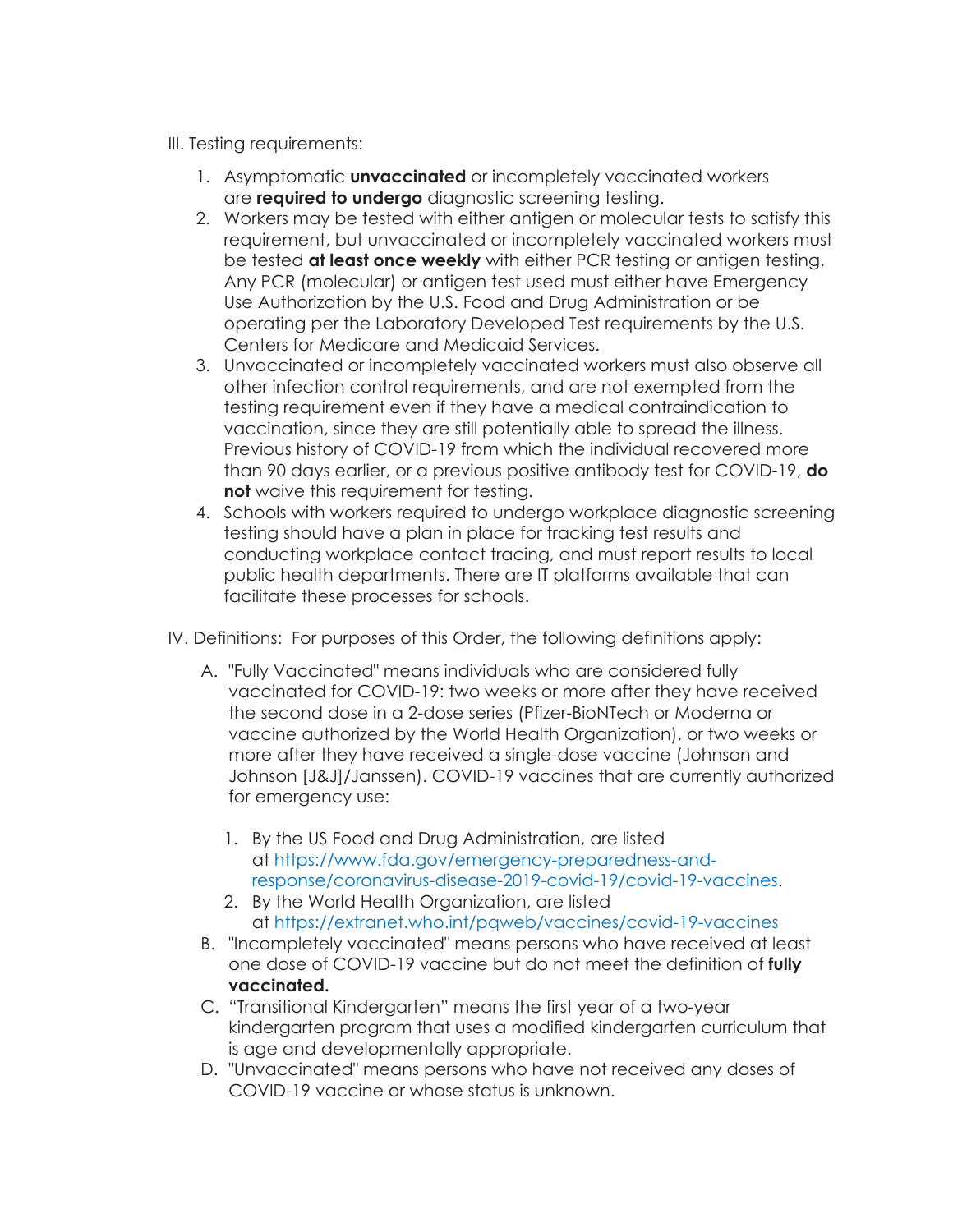III. Testing requirements:

1. Asymptomatic **unvaccinated** or incompletely vaccinated workers are **required to undergo** diagnostic screening testing.
2. Workers may be tested with either antigen or molecular tests to satisfy this requirement, but unvaccinated or incompletely vaccinated workers must be tested **at least once weekly** with either PCR testing or antigen testing. Any PCR (molecular) or antigen test used must either have Emergency Use Authorization by the U.S. Food and Drug Administration or be operating per the Laboratory Developed Test requirements by the U.S. Centers for Medicare and Medicaid Services.
3. Unvaccinated or incompletely vaccinated workers must also observe all other infection control requirements, and are not exempted from the testing requirement even if they have a medical contraindication to vaccination, since they are still potentially able to spread the illness. Previous history of COVID-19 from which the individual recovered more than 90 days earlier, or a previous positive antibody test for COVID-19, **do not** waive this requirement for testing.
4. Schools with workers required to undergo workplace diagnostic screening testing should have a plan in place for tracking test results and conducting workplace contact tracing, and must report results to local public health departments. There are IT platforms available that can facilitate these processes for schools.

IV. Definitions: For purposes of this Order, the following definitions apply:

A. "Fully Vaccinated" means individuals who are considered fully vaccinated for COVID-19: two weeks or more after they have received the second dose in a 2-dose series (Pfizer-BioNTech or Moderna or vaccine authorized by the World Health Organization), or two weeks or more after they have received a single-dose vaccine (Johnson and Johnson [J&J]/Janssen). COVID-19 vaccines that are currently authorized for emergency use:

   1. By the US Food and Drug Administration, are listed at https://www.fda.gov/emergency-preparedness-and-response/coronavirus-disease-2019-covid-19/covid-19-vaccines.
   2. By the World Health Organization, are listed at https://extranet.who.int/pqweb/vaccines/covid-19-vaccines

B. "Incompletely vaccinated" means persons who have received at least one dose of COVID-19 vaccine but do not meet the definition of **fully vaccinated.**

C. "Transitional Kindergarten" means the first year of a two-year kindergarten program that uses a modified kindergarten curriculum that is age and developmentally appropriate.

D. "Unvaccinated" means persons who have not received any doses of COVID-19 vaccine or whose status is unknown.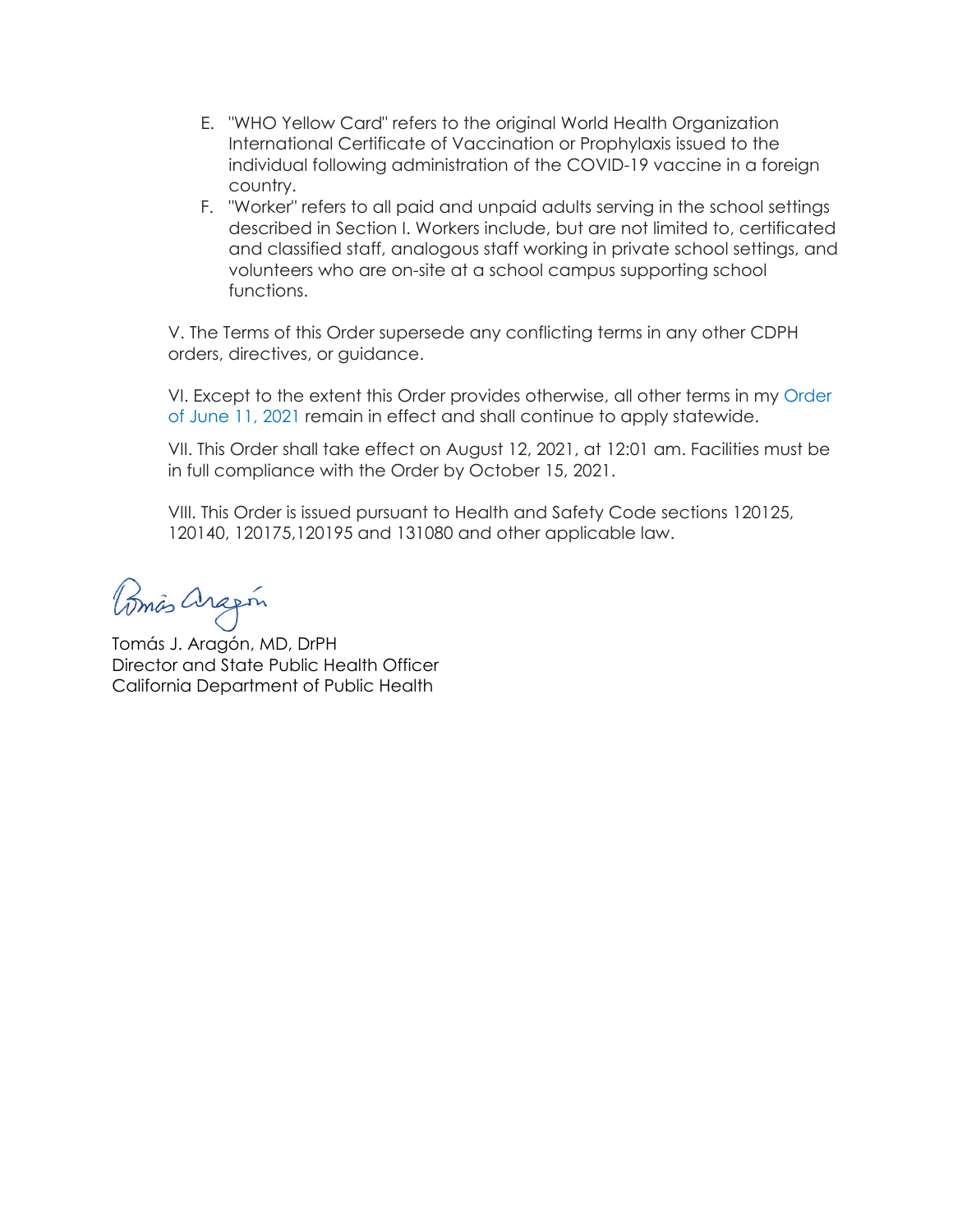E. "WHO Yellow Card" refers to the original World Health Organization International Certificate of Vaccination or Prophylaxis issued to the individual following administration of the COVID-19 vaccine in a foreign country.

F. "Worker" refers to all paid and unpaid adults serving in the school settings described in Section I. Workers include, but are not limited to, certificated and classified staff, analogous staff working in private school settings, and volunteers who are on-site at a school campus supporting school functions.

V. The Terms of this Order supersede any conflicting terms in any other CDPH orders, directives, or guidance.

VI. Except to the extent this Order provides otherwise, all other terms in my Order of June 11, 2021 remain in effect and shall continue to apply statewide.

VII. This Order shall take effect on August 12, 2021, at 12:01 am. Facilities must be in full compliance with the Order by October 15, 2021.

VIII. This Order is issued pursuant to Health and Safety Code sections 120125, 120140, 120175,120195 and 131080 and other applicable law.

Tomás J. Aragón, MD, DrPH
Director and State Public Health Officer
California Department of Public Health